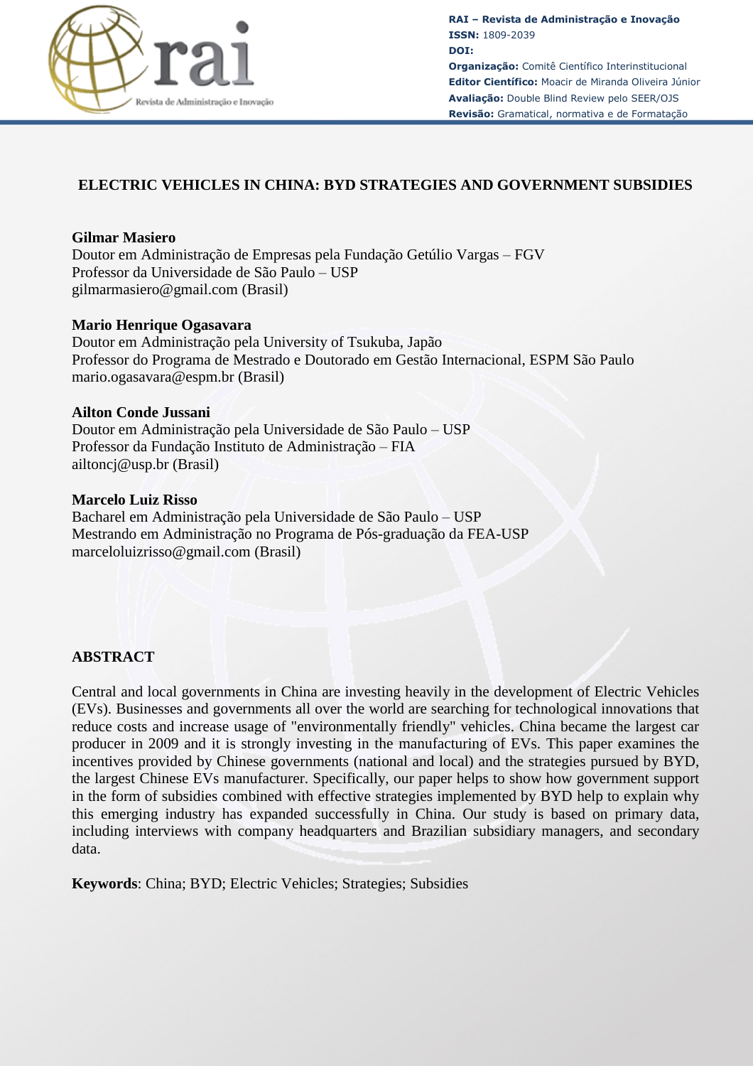**RAI – Revista de Administração e Inovação**
**ISSN:** 1809-2039
**DOI:**
**Organização:** Comitê Científico Interinstitucional
**Editor Científico:** Moacir de Miranda Oliveira Júnior
**Avaliação:** Double Blind Review pelo SEER/OJS
**Revisão:** Gramatical, normativa e de Formatação

# ELECTRIC VEHICLES IN CHINA: BYD STRATEGIES AND GOVERNMENT SUBSIDIES

**Gilmar Masiero**
Doutor em Administração de Empresas pela Fundação Getúlio Vargas – FGV
Professor da Universidade de São Paulo – USP
gilmarmasiero@gmail.com (Brasil)

**Mario Henrique Ogasavara**
Doutor em Administração pela University of Tsukuba, Japão
Professor do Programa de Mestrado e Doutorado em Gestão Internacional, ESPM São Paulo
mario.ogasavara@espm.br (Brasil)

**Ailton Conde Jussani**
Doutor em Administração pela Universidade de São Paulo – USP
Professor da Fundação Instituto de Administração – FIA
ailtoncj@usp.br (Brasil)

**Marcelo Luiz Risso**
Bacharel em Administração pela Universidade de São Paulo – USP
Mestrando em Administração no Programa de Pós-graduação da FEA-USP
marceloluizrisso@gmail.com (Brasil)

## ABSTRACT

Central and local governments in China are investing heavily in the development of Electric Vehicles (EVs). Businesses and governments all over the world are searching for technological innovations that reduce costs and increase usage of "environmentally friendly" vehicles. China became the largest car producer in 2009 and it is strongly investing in the manufacturing of EVs. This paper examines the incentives provided by Chinese governments (national and local) and the strategies pursued by BYD, the largest Chinese EVs manufacturer. Specifically, our paper helps to show how government support in the form of subsidies combined with effective strategies implemented by BYD help to explain why this emerging industry has expanded successfully in China. Our study is based on primary data, including interviews with company headquarters and Brazilian subsidiary managers, and secondary data.

**Keywords**: China; BYD; Electric Vehicles; Strategies; Subsidies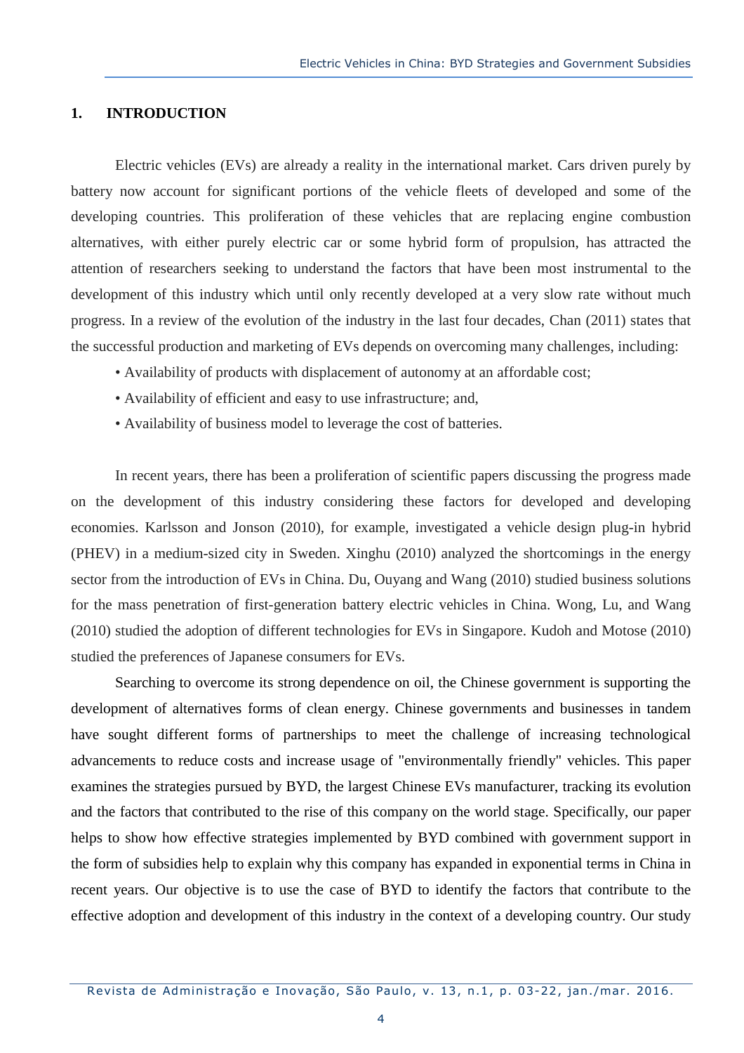## 1. INTRODUCTION

Electric vehicles (EVs) are already a reality in the international market. Cars driven purely by battery now account for significant portions of the vehicle fleets of developed and some of the developing countries. This proliferation of these vehicles that are replacing engine combustion alternatives, with either purely electric car or some hybrid form of propulsion, has attracted the attention of researchers seeking to understand the factors that have been most instrumental to the development of this industry which until only recently developed at a very slow rate without much progress. In a review of the evolution of the industry in the last four decades, Chan (2011) states that the successful production and marketing of EVs depends on overcoming many challenges, including:

- Availability of products with displacement of autonomy at an affordable cost;
- Availability of efficient and easy to use infrastructure; and,
- Availability of business model to leverage the cost of batteries.

In recent years, there has been a proliferation of scientific papers discussing the progress made on the development of this industry considering these factors for developed and developing economies. Karlsson and Jonson (2010), for example, investigated a vehicle design plug-in hybrid (PHEV) in a medium-sized city in Sweden. Xinghu (2010) analyzed the shortcomings in the energy sector from the introduction of EVs in China. Du, Ouyang and Wang (2010) studied business solutions for the mass penetration of first-generation battery electric vehicles in China. Wong, Lu, and Wang (2010) studied the adoption of different technologies for EVs in Singapore. Kudoh and Motose (2010) studied the preferences of Japanese consumers for EVs.

Searching to overcome its strong dependence on oil, the Chinese government is supporting the development of alternatives forms of clean energy. Chinese governments and businesses in tandem have sought different forms of partnerships to meet the challenge of increasing technological advancements to reduce costs and increase usage of "environmentally friendly" vehicles. This paper examines the strategies pursued by BYD, the largest Chinese EVs manufacturer, tracking its evolution and the factors that contributed to the rise of this company on the world stage. Specifically, our paper helps to show how effective strategies implemented by BYD combined with government support in the form of subsidies help to explain why this company has expanded in exponential terms in China in recent years. Our objective is to use the case of BYD to identify the factors that contribute to the effective adoption and development of this industry in the context of a developing country. Our study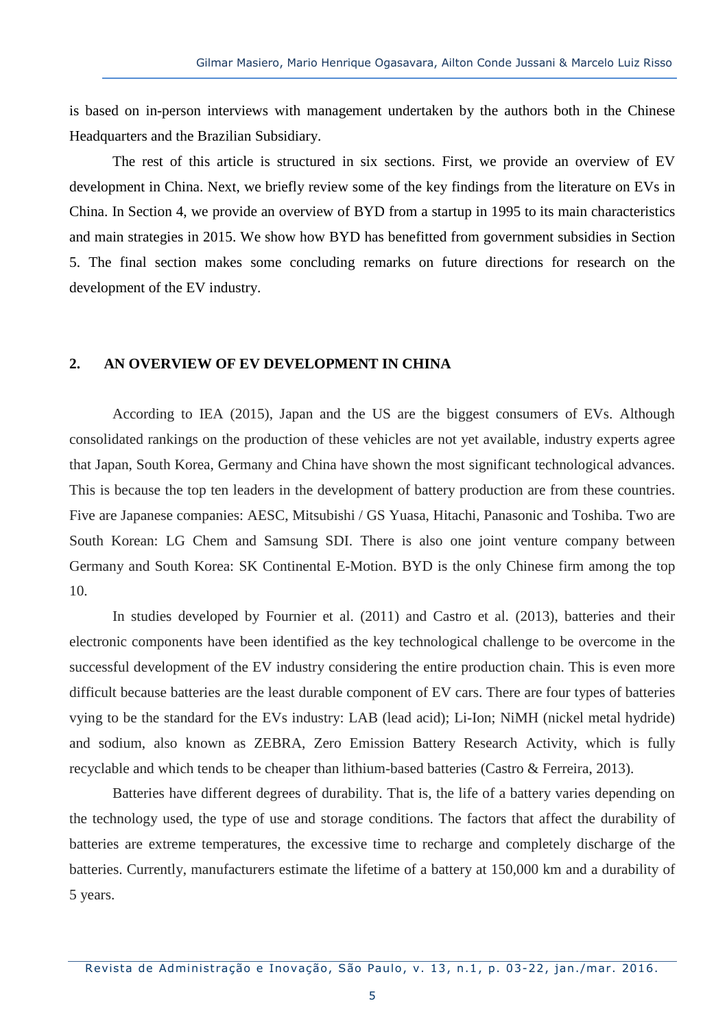is based on in-person interviews with management undertaken by the authors both in the Chinese Headquarters and the Brazilian Subsidiary.

The rest of this article is structured in six sections. First, we provide an overview of EV development in China. Next, we briefly review some of the key findings from the literature on EVs in China. In Section 4, we provide an overview of BYD from a startup in 1995 to its main characteristics and main strategies in 2015. We show how BYD has benefitted from government subsidies in Section 5. The final section makes some concluding remarks on future directions for research on the development of the EV industry.

## 2. AN OVERVIEW OF EV DEVELOPMENT IN CHINA

According to IEA (2015), Japan and the US are the biggest consumers of EVs. Although consolidated rankings on the production of these vehicles are not yet available, industry experts agree that Japan, South Korea, Germany and China have shown the most significant technological advances. This is because the top ten leaders in the development of battery production are from these countries. Five are Japanese companies: AESC, Mitsubishi / GS Yuasa, Hitachi, Panasonic and Toshiba. Two are South Korean: LG Chem and Samsung SDI. There is also one joint venture company between Germany and South Korea: SK Continental E-Motion. BYD is the only Chinese firm among the top 10.

In studies developed by Fournier et al. (2011) and Castro et al. (2013), batteries and their electronic components have been identified as the key technological challenge to be overcome in the successful development of the EV industry considering the entire production chain. This is even more difficult because batteries are the least durable component of EV cars. There are four types of batteries vying to be the standard for the EVs industry: LAB (lead acid); Li-Ion; NiMH (nickel metal hydride) and sodium, also known as ZEBRA, Zero Emission Battery Research Activity, which is fully recyclable and which tends to be cheaper than lithium-based batteries (Castro & Ferreira, 2013).

Batteries have different degrees of durability. That is, the life of a battery varies depending on the technology used, the type of use and storage conditions. The factors that affect the durability of batteries are extreme temperatures, the excessive time to recharge and completely discharge of the batteries. Currently, manufacturers estimate the lifetime of a battery at 150,000 km and a durability of 5 years.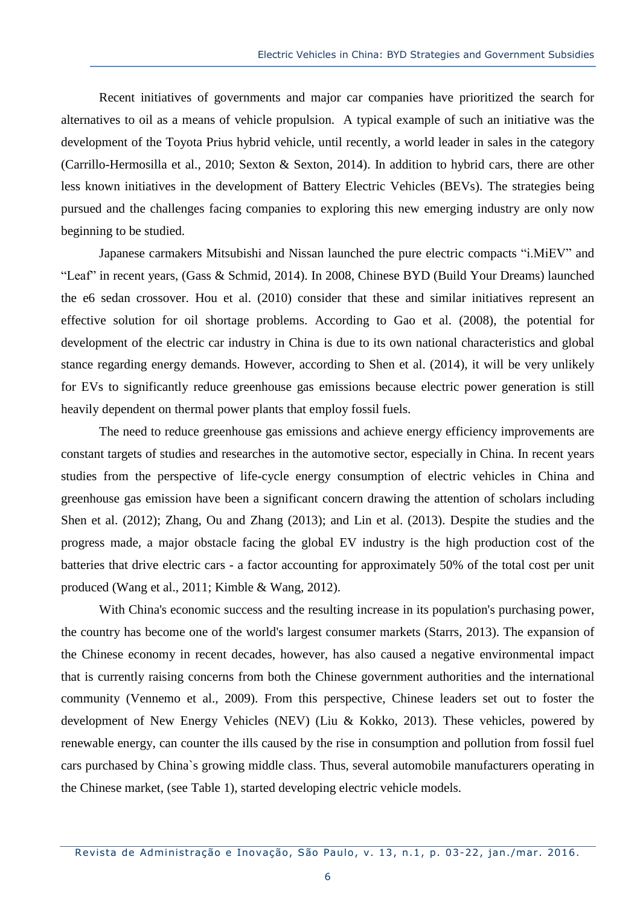Recent initiatives of governments and major car companies have prioritized the search for alternatives to oil as a means of vehicle propulsion.  A typical example of such an initiative was the development of the Toyota Prius hybrid vehicle, until recently, a world leader in sales in the category (Carrillo-Hermosilla et al., 2010; Sexton & Sexton, 2014). In addition to hybrid cars, there are other less known initiatives in the development of Battery Electric Vehicles (BEVs). The strategies being pursued and the challenges facing companies to exploring this new emerging industry are only now beginning to be studied.

Japanese carmakers Mitsubishi and Nissan launched the pure electric compacts “i.MiEV” and “Leaf” in recent years, (Gass & Schmid, 2014). In 2008, Chinese BYD (Build Your Dreams) launched the e6 sedan crossover. Hou et al. (2010) consider that these and similar initiatives represent an effective solution for oil shortage problems. According to Gao et al. (2008), the potential for development of the electric car industry in China is due to its own national characteristics and global stance regarding energy demands. However, according to Shen et al. (2014), it will be very unlikely for EVs to significantly reduce greenhouse gas emissions because electric power generation is still heavily dependent on thermal power plants that employ fossil fuels.

The need to reduce greenhouse gas emissions and achieve energy efficiency improvements are constant targets of studies and researches in the automotive sector, especially in China. In recent years studies from the perspective of life-cycle energy consumption of electric vehicles in China and greenhouse gas emission have been a significant concern drawing the attention of scholars including Shen et al. (2012); Zhang, Ou and Zhang (2013); and Lin et al. (2013). Despite the studies and the progress made, a major obstacle facing the global EV industry is the high production cost of the batteries that drive electric cars - a factor accounting for approximately 50% of the total cost per unit produced (Wang et al., 2011; Kimble & Wang, 2012).

With China's economic success and the resulting increase in its population's purchasing power, the country has become one of the world's largest consumer markets (Starrs, 2013). The expansion of the Chinese economy in recent decades, however, has also caused a negative environmental impact that is currently raising concerns from both the Chinese government authorities and the international community (Vennemo et al., 2009). From this perspective, Chinese leaders set out to foster the development of New Energy Vehicles (NEV) (Liu & Kokko, 2013). These vehicles, powered by renewable energy, can counter the ills caused by the rise in consumption and pollution from fossil fuel cars purchased by China`s growing middle class. Thus, several automobile manufacturers operating in the Chinese market, (see Table 1), started developing electric vehicle models.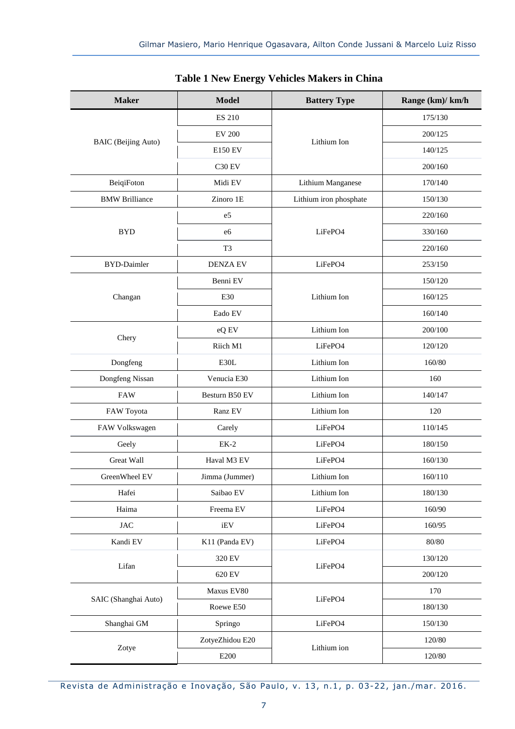**Table 1 New Energy Vehicles Makers in China**

| Maker | Model | Battery Type | Range (km)/ km/h |
|---|---|---|---|
| BAIC (Beijing Auto) | ES 210 | Lithium Ion | 175/130 |
| | EV 200 | | 200/125 |
| | E150 EV | | 140/125 |
| | C30 EV | | 200/160 |
| BeiqiFoton | Midi EV | Lithium Manganese | 170/140 |
| BMW Brilliance | Zinoro 1E | Lithium iron phosphate | 150/130 |
| BYD | e5 | LiFePO4 | 220/160 |
| | e6 | | 330/160 |
| | T3 | | 220/160 |
| BYD-Daimler | DENZA EV | LiFePO4 | 253/150 |
| Changan | Benni EV | Lithium Ion | 150/120 |
| | E30 | | 160/125 |
| | Eado EV | | 160/140 |
| Chery | eQ EV | Lithium Ion | 200/100 |
| | Riich M1 | LiFePO4 | 120/120 |
| Dongfeng | E30L | Lithium Ion | 160/80 |
| Dongfeng Nissan | Venucia E30 | Lithium Ion | 160 |
| FAW | Besturn B50 EV | Lithium Ion | 140/147 |
| FAW Toyota | Ranz EV | Lithium Ion | 120 |
| FAW Volkswagen | Carely | LiFePO4 | 110/145 |
| Geely | EK-2 | LiFePO4 | 180/150 |
| Great Wall | Haval M3 EV | LiFePO4 | 160/130 |
| GreenWheel EV | Jimma (Jummer) | Lithium Ion | 160/110 |
| Hafei | Saibao EV | Lithium Ion | 180/130 |
| Haima | Freema EV | LiFePO4 | 160/90 |
| JAC | iEV | LiFePO4 | 160/95 |
| Kandi EV | K11 (Panda EV) | LiFePO4 | 80/80 |
| Lifan | 320 EV | LiFePO4 | 130/120 |
| | 620 EV | | 200/120 |
| SAIC (Shanghai Auto) | Maxus EV80 | LiFePO4 | 170 |
| | Roewe E50 | | 180/130 |
| Shanghai GM | Springo | LiFePO4 | 150/130 |
| Zotye | ZotyeZhidou E20 | Lithium ion | 120/80 |
| | E200 | | 120/80 |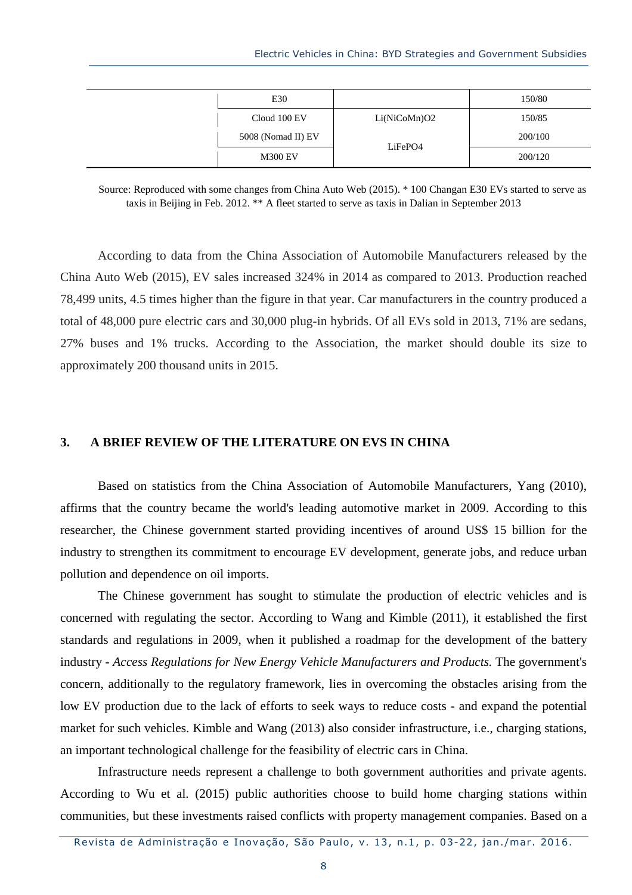| | | | |
|---|---|---|---|
| | E30 | | 150/80 |
| | Cloud 100 EV | Li(NiCoMn)O2 | 150/85 |
| | 5008 (Nomad II) EV | LiFePO4 | 200/100 |
| | M300 EV | | 200/120 |

Source: Reproduced with some changes from China Auto Web (2015). * 100 Changan E30 EVs started to serve as taxis in Beijing in Feb. 2012. ** A fleet started to serve as taxis in Dalian in September 2013

According to data from the China Association of Automobile Manufacturers released by the China Auto Web (2015), EV sales increased 324% in 2014 as compared to 2013. Production reached 78,499 units, 4.5 times higher than the figure in that year. Car manufacturers in the country produced a total of 48,000 pure electric cars and 30,000 plug-in hybrids. Of all EVs sold in 2013, 71% are sedans, 27% buses and 1% trucks. According to the Association, the market should double its size to approximately 200 thousand units in 2015.

## 3. A BRIEF REVIEW OF THE LITERATURE ON EVS IN CHINA

Based on statistics from the China Association of Automobile Manufacturers, Yang (2010), affirms that the country became the world's leading automotive market in 2009. According to this researcher, the Chinese government started providing incentives of around US$ 15 billion for the industry to strengthen its commitment to encourage EV development, generate jobs, and reduce urban pollution and dependence on oil imports.

The Chinese government has sought to stimulate the production of electric vehicles and is concerned with regulating the sector. According to Wang and Kimble (2011), it established the first standards and regulations in 2009, when it published a roadmap for the development of the battery industry - *Access Regulations for New Energy Vehicle Manufacturers and Products.* The government's concern, additionally to the regulatory framework, lies in overcoming the obstacles arising from the low EV production due to the lack of efforts to seek ways to reduce costs - and expand the potential market for such vehicles. Kimble and Wang (2013) also consider infrastructure, i.e., charging stations, an important technological challenge for the feasibility of electric cars in China.

Infrastructure needs represent a challenge to both government authorities and private agents. According to Wu et al. (2015) public authorities choose to build home charging stations within communities, but these investments raised conflicts with property management companies. Based on a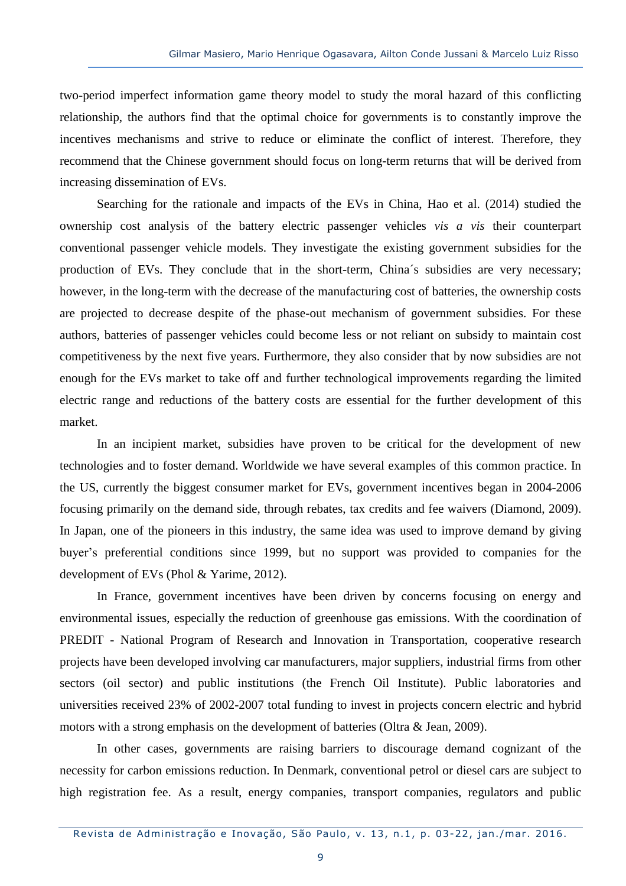two-period imperfect information game theory model to study the moral hazard of this conflicting relationship, the authors find that the optimal choice for governments is to constantly improve the incentives mechanisms and strive to reduce or eliminate the conflict of interest. Therefore, they recommend that the Chinese government should focus on long-term returns that will be derived from increasing dissemination of EVs.

Searching for the rationale and impacts of the EVs in China, Hao et al. (2014) studied the ownership cost analysis of the battery electric passenger vehicles *vis a vis* their counterpart conventional passenger vehicle models. They investigate the existing government subsidies for the production of EVs. They conclude that in the short-term, China´s subsidies are very necessary; however, in the long-term with the decrease of the manufacturing cost of batteries, the ownership costs are projected to decrease despite of the phase-out mechanism of government subsidies. For these authors, batteries of passenger vehicles could become less or not reliant on subsidy to maintain cost competitiveness by the next five years. Furthermore, they also consider that by now subsidies are not enough for the EVs market to take off and further technological improvements regarding the limited electric range and reductions of the battery costs are essential for the further development of this market.

In an incipient market, subsidies have proven to be critical for the development of new technologies and to foster demand. Worldwide we have several examples of this common practice. In the US, currently the biggest consumer market for EVs, government incentives began in 2004-2006 focusing primarily on the demand side, through rebates, tax credits and fee waivers (Diamond, 2009). In Japan, one of the pioneers in this industry, the same idea was used to improve demand by giving buyer's preferential conditions since 1999, but no support was provided to companies for the development of EVs (Phol & Yarime, 2012).

In France, government incentives have been driven by concerns focusing on energy and environmental issues, especially the reduction of greenhouse gas emissions. With the coordination of PREDIT - National Program of Research and Innovation in Transportation, cooperative research projects have been developed involving car manufacturers, major suppliers, industrial firms from other sectors (oil sector) and public institutions (the French Oil Institute). Public laboratories and universities received 23% of 2002-2007 total funding to invest in projects concern electric and hybrid motors with a strong emphasis on the development of batteries (Oltra & Jean, 2009).

In other cases, governments are raising barriers to discourage demand cognizant of the necessity for carbon emissions reduction. In Denmark, conventional petrol or diesel cars are subject to high registration fee. As a result, energy companies, transport companies, regulators and public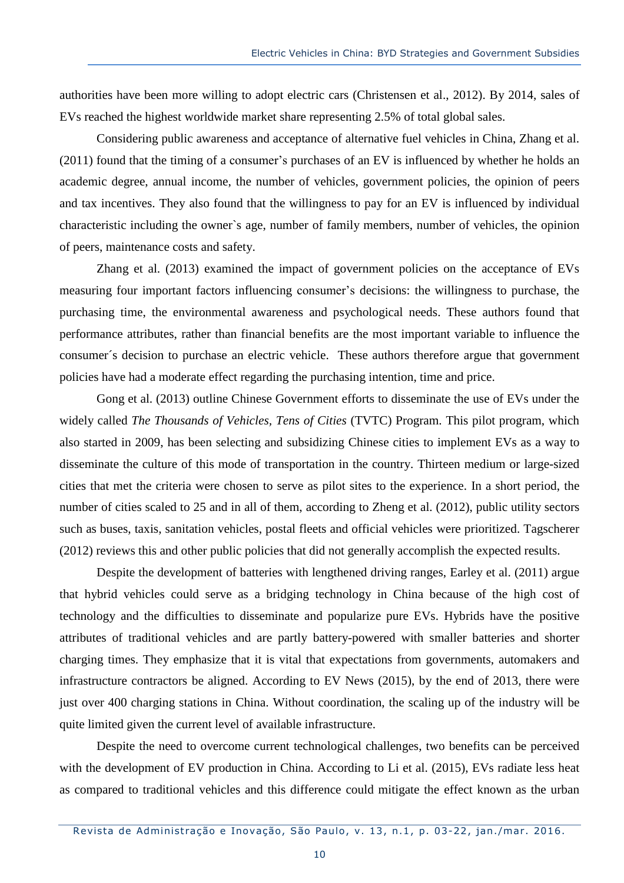authorities have been more willing to adopt electric cars (Christensen et al., 2012). By 2014, sales of EVs reached the highest worldwide market share representing 2.5% of total global sales.

Considering public awareness and acceptance of alternative fuel vehicles in China, Zhang et al. (2011) found that the timing of a consumer's purchases of an EV is influenced by whether he holds an academic degree, annual income, the number of vehicles, government policies, the opinion of peers and tax incentives. They also found that the willingness to pay for an EV is influenced by individual characteristic including the owner`s age, number of family members, number of vehicles, the opinion of peers, maintenance costs and safety.

Zhang et al. (2013) examined the impact of government policies on the acceptance of EVs measuring four important factors influencing consumer's decisions: the willingness to purchase, the purchasing time, the environmental awareness and psychological needs. These authors found that performance attributes, rather than financial benefits are the most important variable to influence the consumer´s decision to purchase an electric vehicle. These authors therefore argue that government policies have had a moderate effect regarding the purchasing intention, time and price.

Gong et al. (2013) outline Chinese Government efforts to disseminate the use of EVs under the widely called *The Thousands of Vehicles, Tens of Cities* (TVTC) Program. This pilot program, which also started in 2009, has been selecting and subsidizing Chinese cities to implement EVs as a way to disseminate the culture of this mode of transportation in the country. Thirteen medium or large-sized cities that met the criteria were chosen to serve as pilot sites to the experience. In a short period, the number of cities scaled to 25 and in all of them, according to Zheng et al. (2012), public utility sectors such as buses, taxis, sanitation vehicles, postal fleets and official vehicles were prioritized. Tagscherer (2012) reviews this and other public policies that did not generally accomplish the expected results.

Despite the development of batteries with lengthened driving ranges, Earley et al. (2011) argue that hybrid vehicles could serve as a bridging technology in China because of the high cost of technology and the difficulties to disseminate and popularize pure EVs. Hybrids have the positive attributes of traditional vehicles and are partly battery-powered with smaller batteries and shorter charging times. They emphasize that it is vital that expectations from governments, automakers and infrastructure contractors be aligned. According to EV News (2015), by the end of 2013, there were just over 400 charging stations in China. Without coordination, the scaling up of the industry will be quite limited given the current level of available infrastructure.

Despite the need to overcome current technological challenges, two benefits can be perceived with the development of EV production in China. According to Li et al. (2015), EVs radiate less heat as compared to traditional vehicles and this difference could mitigate the effect known as the urban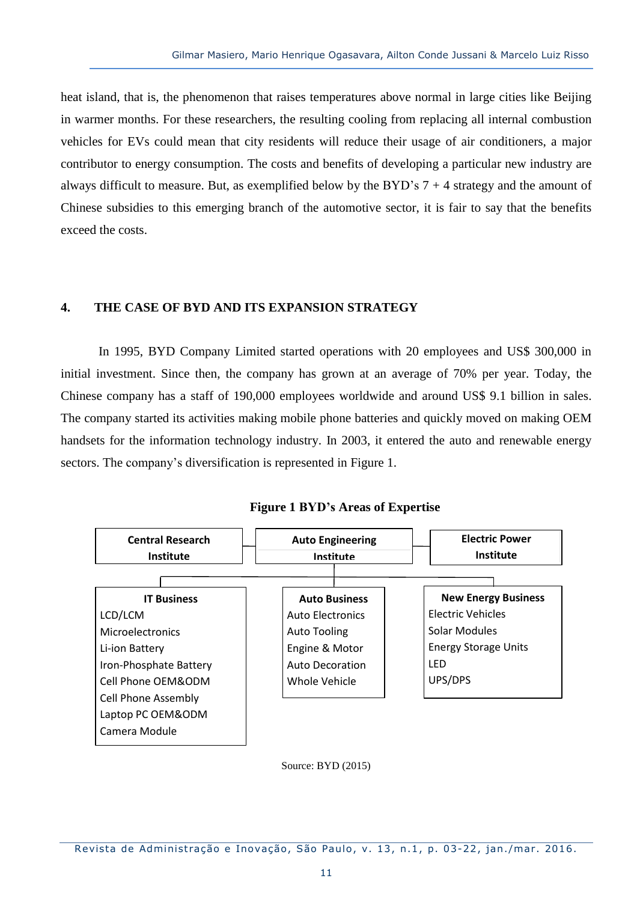heat island, that is, the phenomenon that raises temperatures above normal in large cities like Beijing in warmer months. For these researchers, the resulting cooling from replacing all internal combustion vehicles for EVs could mean that city residents will reduce their usage of air conditioners, a major contributor to energy consumption. The costs and benefits of developing a particular new industry are always difficult to measure. But, as exemplified below by the BYD's 7 + 4 strategy and the amount of Chinese subsidies to this emerging branch of the automotive sector, it is fair to say that the benefits exceed the costs.

## 4. THE CASE OF BYD AND ITS EXPANSION STRATEGY

In 1995, BYD Company Limited started operations with 20 employees and US$ 300,000 in initial investment. Since then, the company has grown at an average of 70% per year. Today, the Chinese company has a staff of 190,000 employees worldwide and around US$ 9.1 billion in sales. The company started its activities making mobile phone batteries and quickly moved on making OEM handsets for the information technology industry. In 2003, it entered the auto and renewable energy sectors. The company's diversification is represented in Figure 1.

**Figure 1 BYD's Areas of Expertise**

| Central Research Institute | Auto Engineering Institute | Electric Power Institute |
|---|---|---|
| **IT Business** | **Auto Business** | **New Energy Business** |
| LCD/LCM | Auto Electronics | Electric Vehicles |
| Microelectronics | Auto Tooling | Solar Modules |
| Li-ion Battery | Engine & Motor | Energy Storage Units |
| Iron-Phosphate Battery | Auto Decoration | LED |
| Cell Phone OEM&ODM | Whole Vehicle | UPS/DPS |
| Cell Phone Assembly | | |
| Laptop PC OEM&ODM | | |
| Camera Module | | |

Source: BYD (2015)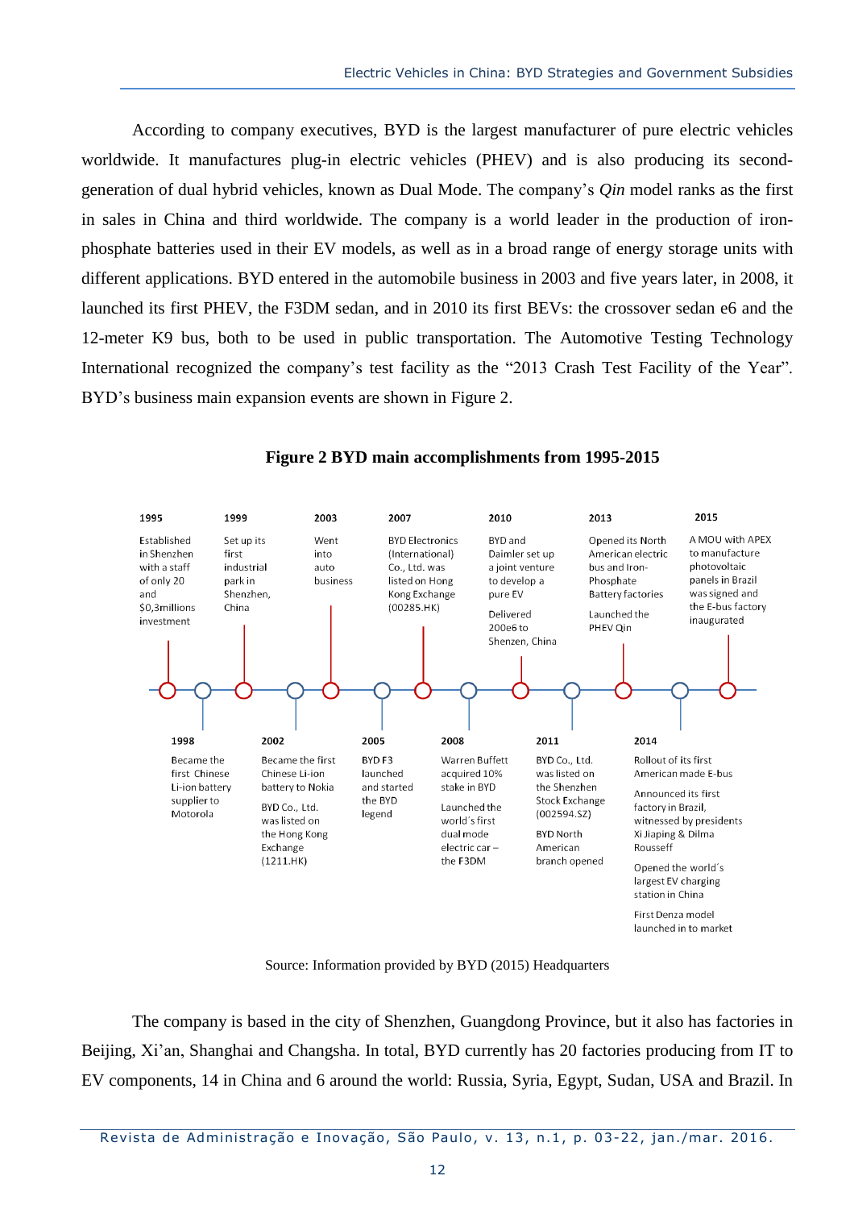According to company executives, BYD is the largest manufacturer of pure electric vehicles worldwide. It manufactures plug-in electric vehicles (PHEV) and is also producing its second-generation of dual hybrid vehicles, known as Dual Mode. The company's *Qin* model ranks as the first in sales in China and third worldwide. The company is a world leader in the production of iron-phosphate batteries used in their EV models, as well as in a broad range of energy storage units with different applications. BYD entered in the automobile business in 2003 and five years later, in 2008, it launched its first PHEV, the F3DM sedan, and in 2010 its first BEVs: the crossover sedan e6 and the 12-meter K9 bus, both to be used in public transportation. The Automotive Testing Technology International recognized the company's test facility as the "2013 Crash Test Facility of the Year". BYD's business main expansion events are shown in Figure 2.

**Figure 2 BYD main accomplishments from 1995-2015**

**1995** – Established in Shenzhen with a staff of only 20 and $0,3millions investment

**1998** – Became the first Chinese Li-ion battery supplier to Motorola

**1999** – Set up its first industrial park in Shenzhen, China

**2002** – Became the first Chinese Li-ion battery to Nokia

BYD Co., Ltd. was listed on the Hong Kong Exchange (1211.HK)

**2003** – Went into auto business

**2005** – BYD F3 launched and started the BYD legend

**2007** – BYD Electronics (International) Co., Ltd. was listed on Hong Kong Exchange (00285.HK)

**2008** – Warren Buffett acquired 10% stake in BYD

Launched the world´s first dual mode electric car – the F3DM

**2010** – BYD and Daimler set up a joint venture to develop a pure EV

Delivered 200e6 to Shenzen, China

**2011** – BYD Co., Ltd. was listed on the Shenzhen Stock Exchange (002594.SZ)

BYD North American branch opened

**2013** – Opened its North American electric bus and Iron-Phosphate Battery factories

Launched the PHEV Qin

**2014** – Rollout of its first American made E-bus

Announced its first factory in Brazil, witnessed by presidents Xi Jiaping & Dilma Rousseff

Opened the world´s largest EV charging station in China

First Denza model launched in to market

**2015** – A MOU with APEX to manufacture photovoltaic panels in Brazil was signed and the E-bus factory inaugurated

Source: Information provided by BYD (2015) Headquarters

The company is based in the city of Shenzhen, Guangdong Province, but it also has factories in Beijing, Xi'an, Shanghai and Changsha. In total, BYD currently has 20 factories producing from IT to EV components, 14 in China and 6 around the world: Russia, Syria, Egypt, Sudan, USA and Brazil. In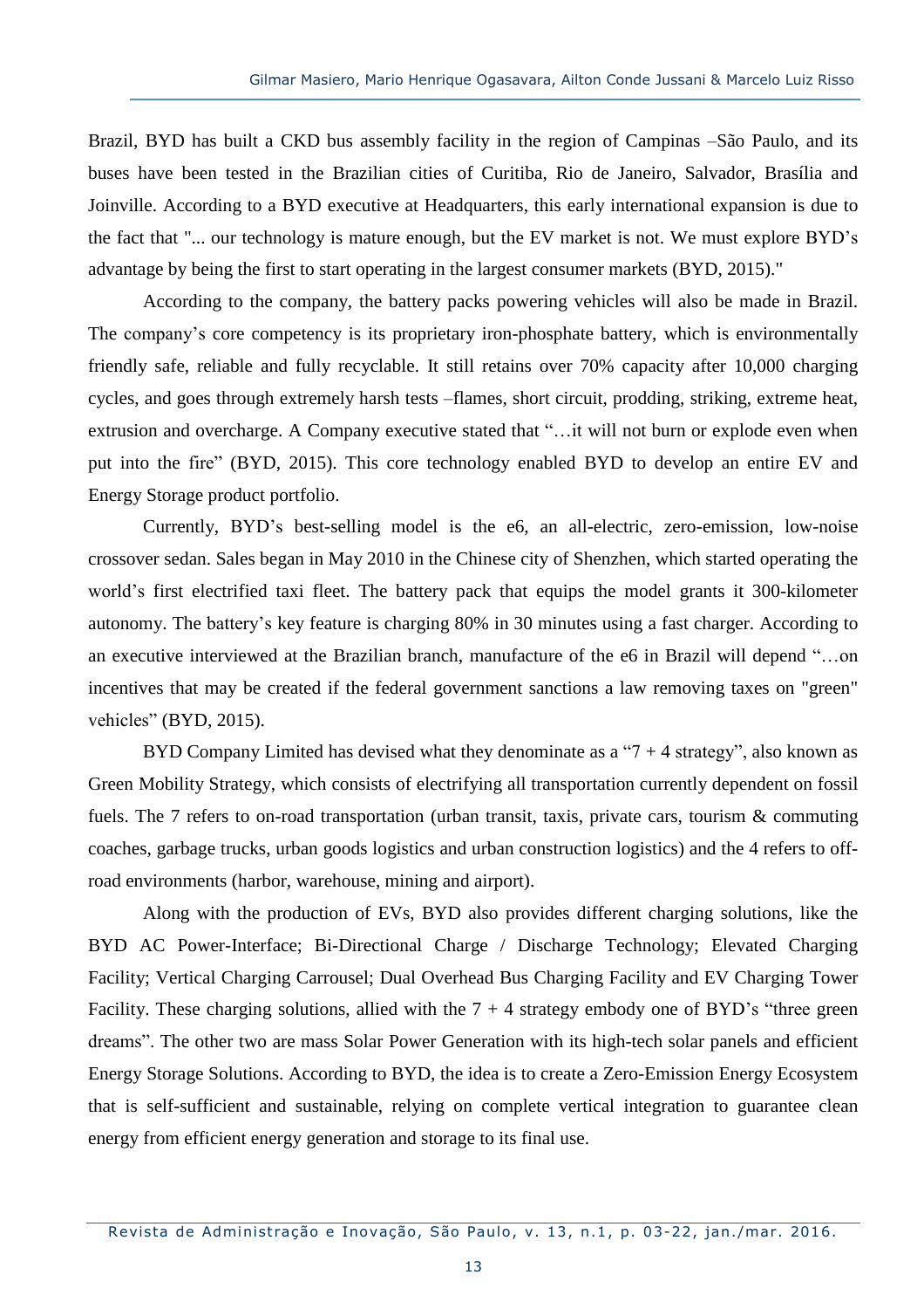Brazil, BYD has built a CKD bus assembly facility in the region of Campinas –São Paulo, and its buses have been tested in the Brazilian cities of Curitiba, Rio de Janeiro, Salvador, Brasília and Joinville. According to a BYD executive at Headquarters, this early international expansion is due to the fact that "... our technology is mature enough, but the EV market is not. We must explore BYD's advantage by being the first to start operating in the largest consumer markets (BYD, 2015)."

According to the company, the battery packs powering vehicles will also be made in Brazil. The company's core competency is its proprietary iron-phosphate battery, which is environmentally friendly safe, reliable and fully recyclable. It still retains over 70% capacity after 10,000 charging cycles, and goes through extremely harsh tests –flames, short circuit, prodding, striking, extreme heat, extrusion and overcharge. A Company executive stated that "…it will not burn or explode even when put into the fire" (BYD, 2015). This core technology enabled BYD to develop an entire EV and Energy Storage product portfolio.

Currently, BYD's best-selling model is the e6, an all-electric, zero-emission, low-noise crossover sedan. Sales began in May 2010 in the Chinese city of Shenzhen, which started operating the world's first electrified taxi fleet. The battery pack that equips the model grants it 300-kilometer autonomy. The battery's key feature is charging 80% in 30 minutes using a fast charger. According to an executive interviewed at the Brazilian branch, manufacture of the e6 in Brazil will depend "…on incentives that may be created if the federal government sanctions a law removing taxes on "green" vehicles" (BYD, 2015).

BYD Company Limited has devised what they denominate as a "7 + 4 strategy", also known as Green Mobility Strategy, which consists of electrifying all transportation currently dependent on fossil fuels. The 7 refers to on-road transportation (urban transit, taxis, private cars, tourism & commuting coaches, garbage trucks, urban goods logistics and urban construction logistics) and the 4 refers to off-road environments (harbor, warehouse, mining and airport).

Along with the production of EVs, BYD also provides different charging solutions, like the BYD AC Power-Interface; Bi-Directional Charge / Discharge Technology; Elevated Charging Facility; Vertical Charging Carrousel; Dual Overhead Bus Charging Facility and EV Charging Tower Facility. These charging solutions, allied with the 7 + 4 strategy embody one of BYD's "three green dreams". The other two are mass Solar Power Generation with its high-tech solar panels and efficient Energy Storage Solutions. According to BYD, the idea is to create a Zero-Emission Energy Ecosystem that is self-sufficient and sustainable, relying on complete vertical integration to guarantee clean energy from efficient energy generation and storage to its final use.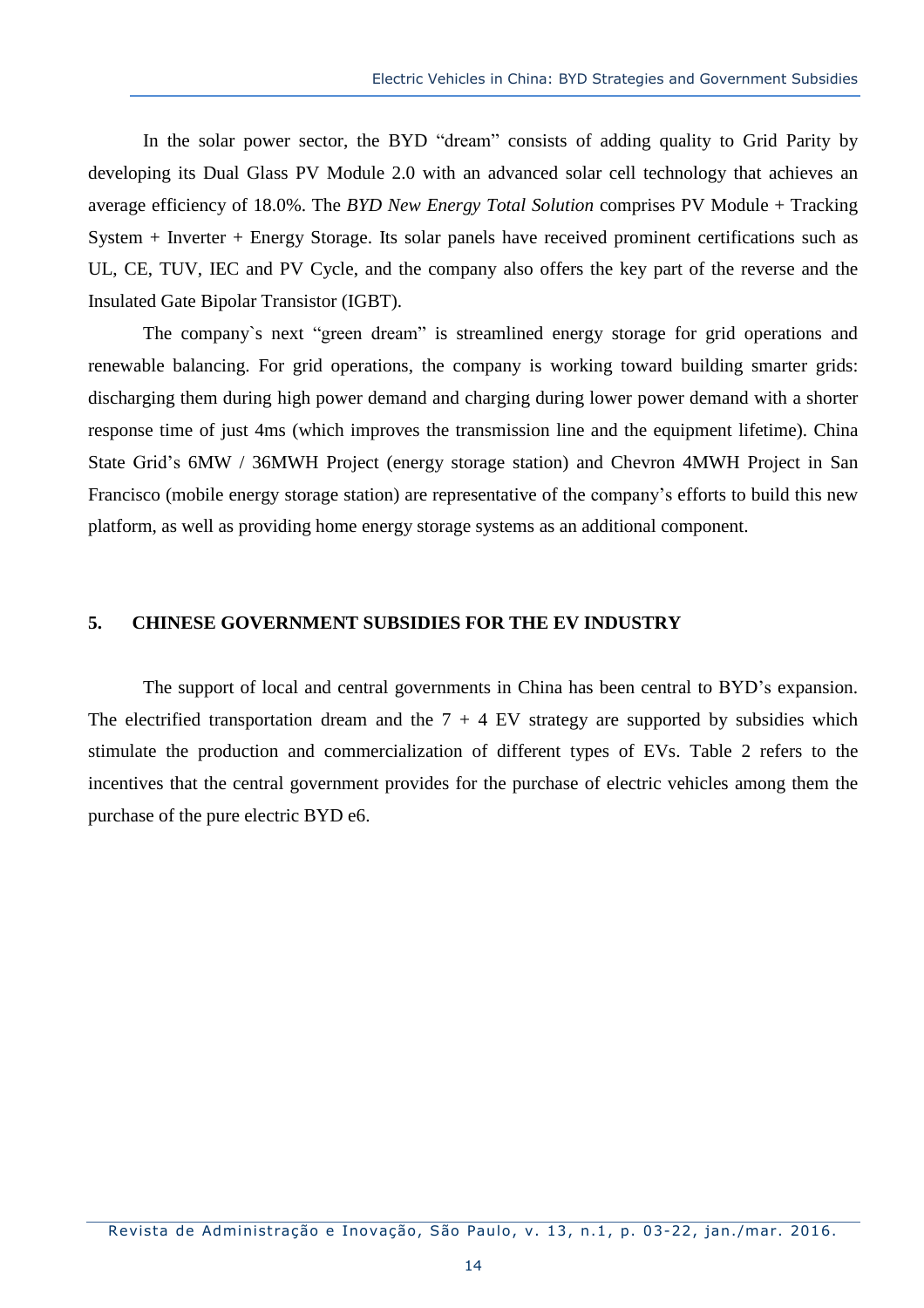In the solar power sector, the BYD "dream" consists of adding quality to Grid Parity by developing its Dual Glass PV Module 2.0 with an advanced solar cell technology that achieves an average efficiency of 18.0%. The *BYD New Energy Total Solution* comprises PV Module + Tracking System + Inverter + Energy Storage. Its solar panels have received prominent certifications such as UL, CE, TUV, IEC and PV Cycle, and the company also offers the key part of the reverse and the Insulated Gate Bipolar Transistor (IGBT).

The company`s next "green dream" is streamlined energy storage for grid operations and renewable balancing. For grid operations, the company is working toward building smarter grids: discharging them during high power demand and charging during lower power demand with a shorter response time of just 4ms (which improves the transmission line and the equipment lifetime). China State Grid's 6MW / 36MWH Project (energy storage station) and Chevron 4MWH Project in San Francisco (mobile energy storage station) are representative of the company's efforts to build this new platform, as well as providing home energy storage systems as an additional component.

## 5. CHINESE GOVERNMENT SUBSIDIES FOR THE EV INDUSTRY

The support of local and central governments in China has been central to BYD's expansion. The electrified transportation dream and the 7 + 4 EV strategy are supported by subsidies which stimulate the production and commercialization of different types of EVs. Table 2 refers to the incentives that the central government provides for the purchase of electric vehicles among them the purchase of the pure electric BYD e6.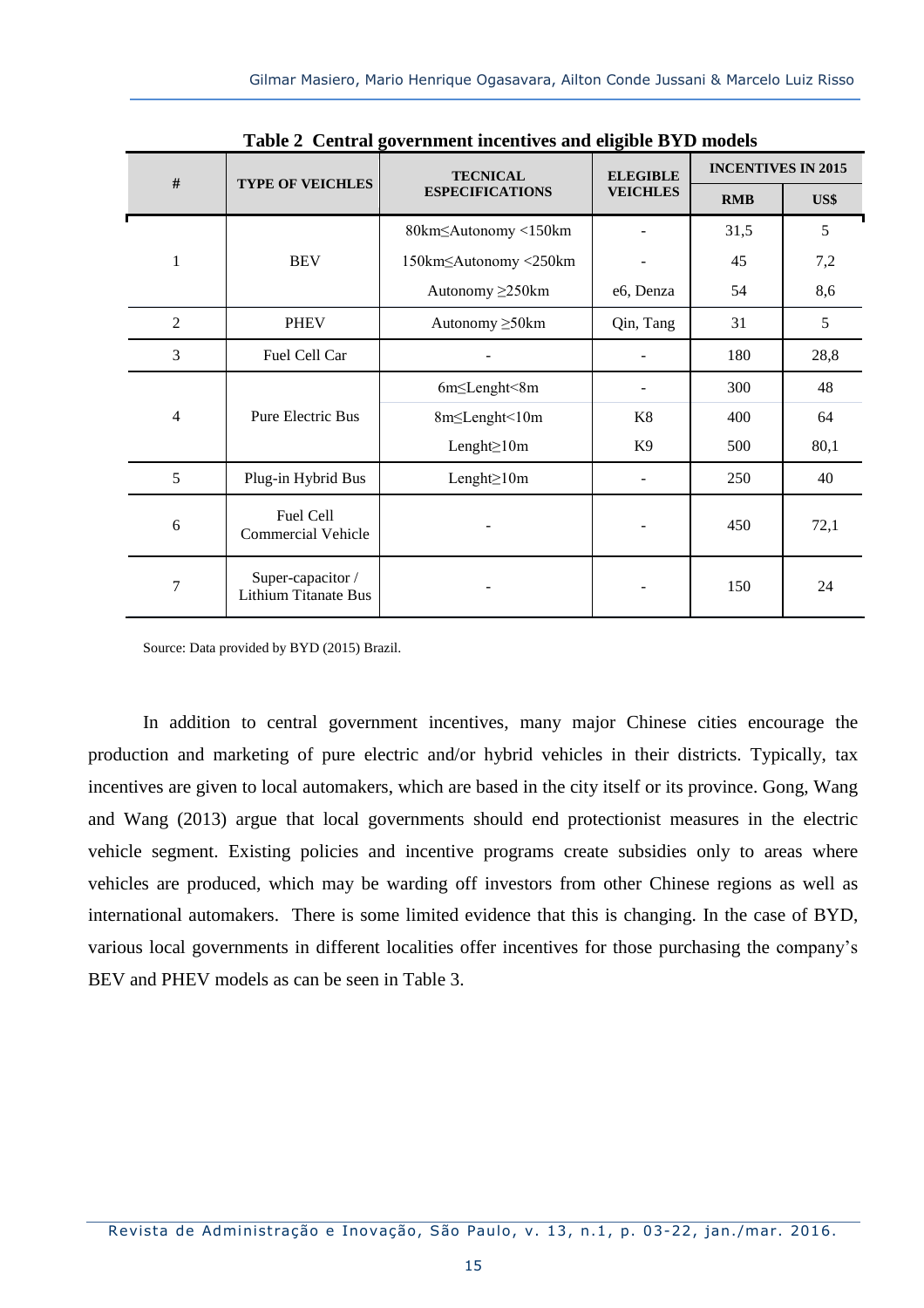**Table 2 Central government incentives and eligible BYD models**

| # | TYPE OF VEICHLES | TECNICAL ESPECIFICATIONS | ELEGIBLE VEICHLES | INCENTIVES IN 2015 | |
|---|---|---|---|---|---|
| | | | | RMB | US$ |
| 1 | BEV | 80km≤Autonomy <150km | - | 31,5 | 5 |
| | | 150km≤Autonomy <250km | - | 45 | 7,2 |
| | | Autonomy ≥250km | e6, Denza | 54 | 8,6 |
| 2 | PHEV | Autonomy ≥50km | Qin, Tang | 31 | 5 |
| 3 | Fuel Cell Car | - | - | 180 | 28,8 |
| 4 | Pure Electric Bus | 6m≤Lenght<8m | - | 300 | 48 |
| | | 8m≤Lenght<10m | K8 | 400 | 64 |
| | | Lenght≥10m | K9 | 500 | 80,1 |
| 5 | Plug-in Hybrid Bus | Lenght≥10m | - | 250 | 40 |
| 6 | Fuel Cell Commercial Vehicle | - | - | 450 | 72,1 |
| 7 | Super-capacitor / Lithium Titanate Bus | - | - | 150 | 24 |

Source: Data provided by BYD (2015) Brazil.

In addition to central government incentives, many major Chinese cities encourage the production and marketing of pure electric and/or hybrid vehicles in their districts. Typically, tax incentives are given to local automakers, which are based in the city itself or its province. Gong, Wang and Wang (2013) argue that local governments should end protectionist measures in the electric vehicle segment. Existing policies and incentive programs create subsidies only to areas where vehicles are produced, which may be warding off investors from other Chinese regions as well as international automakers. There is some limited evidence that this is changing. In the case of BYD, various local governments in different localities offer incentives for those purchasing the company's BEV and PHEV models as can be seen in Table 3.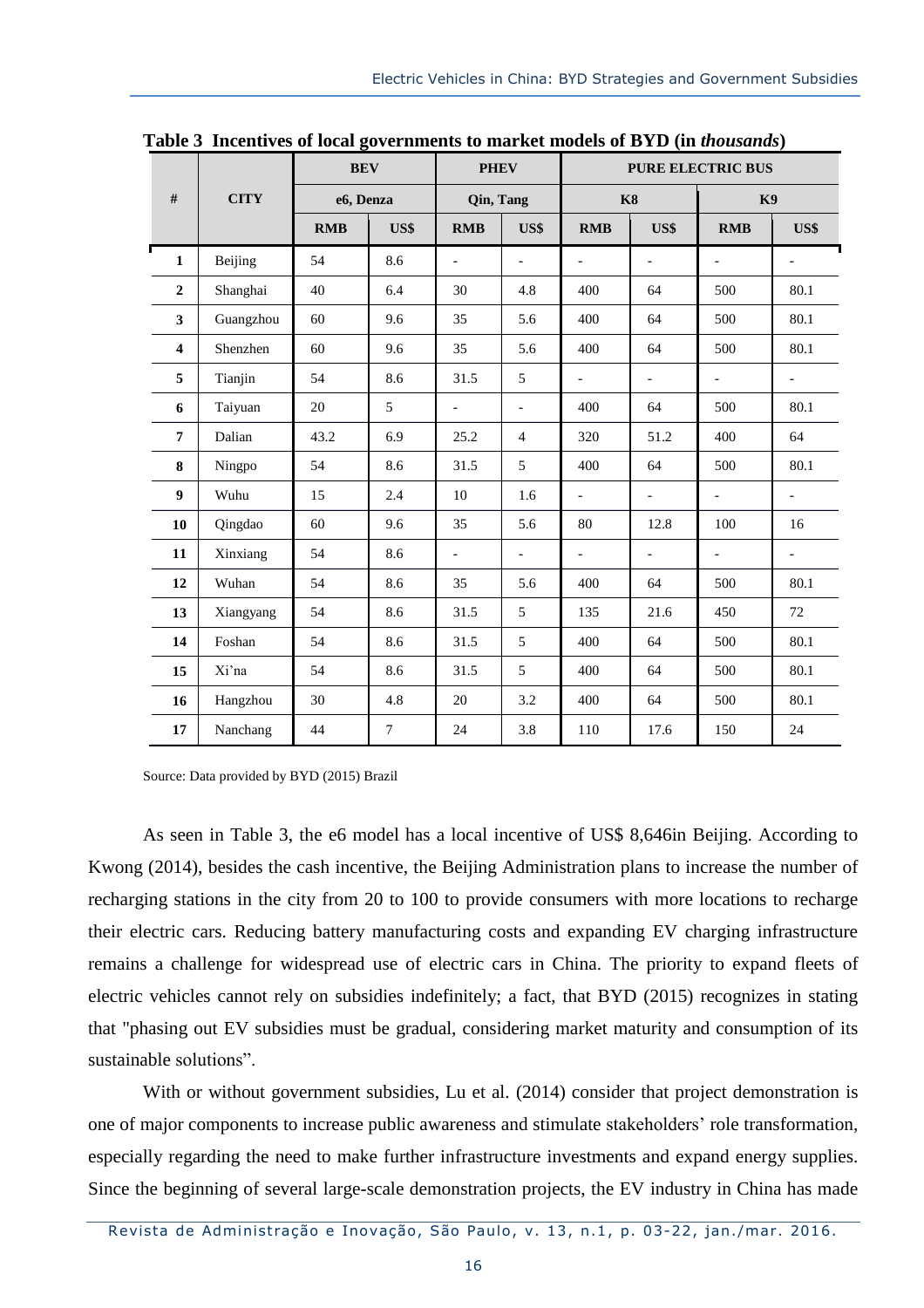**Table 3 Incentives of local governments to market models of BYD (in *thousands*)**

| # | CITY | BEV | | PHEV | | PURE ELECTRIC BUS | | | |
|---|---|---|---|---|---|---|---|---|---|
| | | e6, Denza | | Qin, Tang | | K8 | | K9 | |
| | | RMB | US$ | RMB | US$ | RMB | US$ | RMB | US$ |
| **1** | Beijing | 54 | 8.6 | - | - | - | - | - | - |
| **2** | Shanghai | 40 | 6.4 | 30 | 4.8 | 400 | 64 | 500 | 80.1 |
| **3** | Guangzhou | 60 | 9.6 | 35 | 5.6 | 400 | 64 | 500 | 80.1 |
| **4** | Shenzhen | 60 | 9.6 | 35 | 5.6 | 400 | 64 | 500 | 80.1 |
| **5** | Tianjin | 54 | 8.6 | 31.5 | 5 | - | - | - | - |
| **6** | Taiyuan | 20 | 5 | - | - | 400 | 64 | 500 | 80.1 |
| **7** | Dalian | 43.2 | 6.9 | 25.2 | 4 | 320 | 51.2 | 400 | 64 |
| **8** | Ningpo | 54 | 8.6 | 31.5 | 5 | 400 | 64 | 500 | 80.1 |
| **9** | Wuhu | 15 | 2.4 | 10 | 1.6 | - | - | - | - |
| **10** | Qingdao | 60 | 9.6 | 35 | 5.6 | 80 | 12.8 | 100 | 16 |
| **11** | Xinxiang | 54 | 8.6 | - | - | - | - | - | - |
| **12** | Wuhan | 54 | 8.6 | 35 | 5.6 | 400 | 64 | 500 | 80.1 |
| **13** | Xiangyang | 54 | 8.6 | 31.5 | 5 | 135 | 21.6 | 450 | 72 |
| **14** | Foshan | 54 | 8.6 | 31.5 | 5 | 400 | 64 | 500 | 80.1 |
| **15** | Xi'na | 54 | 8.6 | 31.5 | 5 | 400 | 64 | 500 | 80.1 |
| **16** | Hangzhou | 30 | 4.8 | 20 | 3.2 | 400 | 64 | 500 | 80.1 |
| **17** | Nanchang | 44 | 7 | 24 | 3.8 | 110 | 17.6 | 150 | 24 |

Source: Data provided by BYD (2015) Brazil

As seen in Table 3, the e6 model has a local incentive of US$ 8,646in Beijing. According to Kwong (2014), besides the cash incentive, the Beijing Administration plans to increase the number of recharging stations in the city from 20 to 100 to provide consumers with more locations to recharge their electric cars. Reducing battery manufacturing costs and expanding EV charging infrastructure remains a challenge for widespread use of electric cars in China. The priority to expand fleets of electric vehicles cannot rely on subsidies indefinitely; a fact, that BYD (2015) recognizes in stating that "phasing out EV subsidies must be gradual, considering market maturity and consumption of its sustainable solutions".

With or without government subsidies, Lu et al. (2014) consider that project demonstration is one of major components to increase public awareness and stimulate stakeholders' role transformation, especially regarding the need to make further infrastructure investments and expand energy supplies. Since the beginning of several large-scale demonstration projects, the EV industry in China has made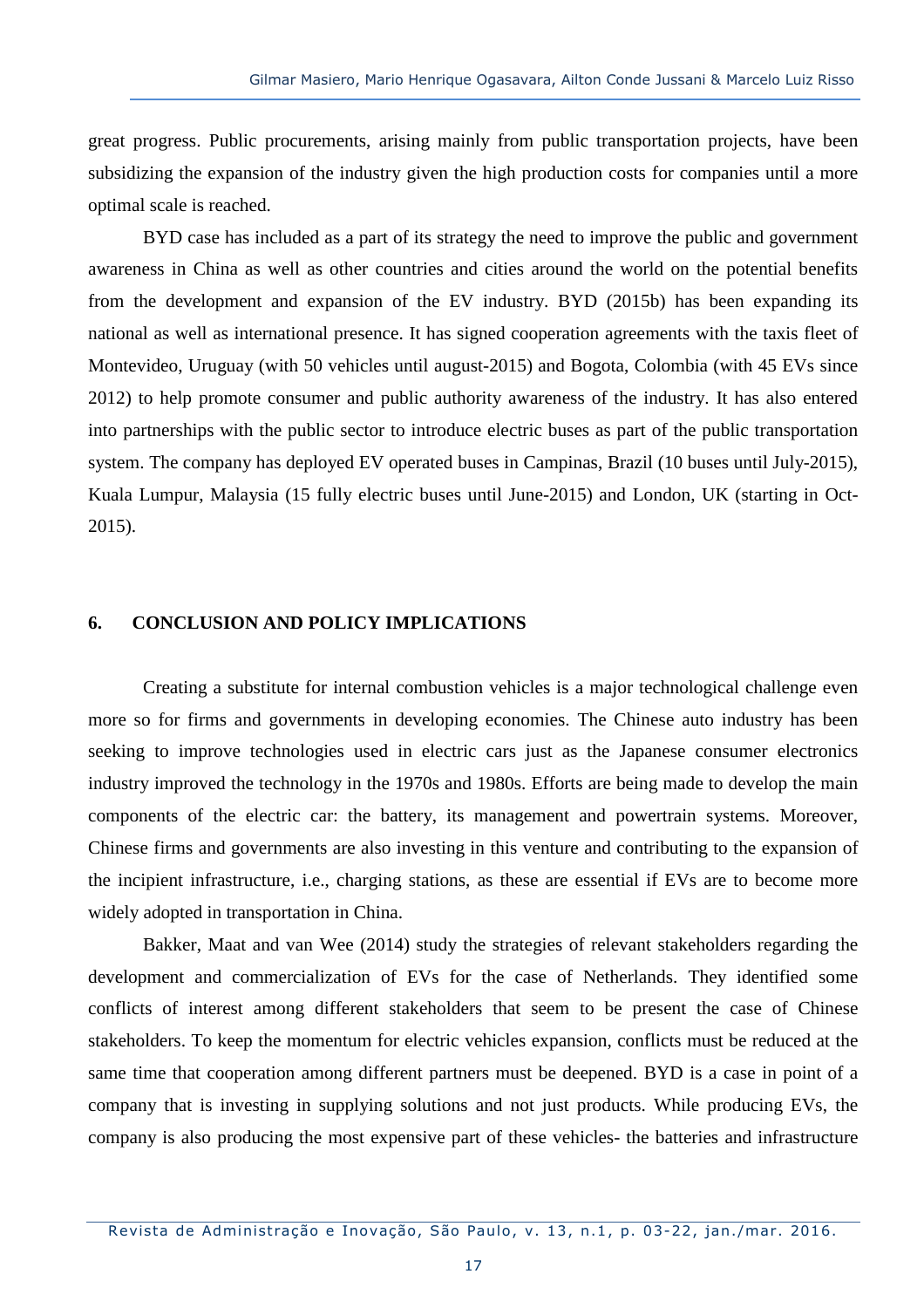great progress. Public procurements, arising mainly from public transportation projects, have been subsidizing the expansion of the industry given the high production costs for companies until a more optimal scale is reached.

BYD case has included as a part of its strategy the need to improve the public and government awareness in China as well as other countries and cities around the world on the potential benefits from the development and expansion of the EV industry. BYD (2015b) has been expanding its national as well as international presence. It has signed cooperation agreements with the taxis fleet of Montevideo, Uruguay (with 50 vehicles until august-2015) and Bogota, Colombia (with 45 EVs since 2012) to help promote consumer and public authority awareness of the industry. It has also entered into partnerships with the public sector to introduce electric buses as part of the public transportation system. The company has deployed EV operated buses in Campinas, Brazil (10 buses until July-2015), Kuala Lumpur, Malaysia (15 fully electric buses until June-2015) and London, UK (starting in Oct-2015).

## 6. CONCLUSION AND POLICY IMPLICATIONS

Creating a substitute for internal combustion vehicles is a major technological challenge even more so for firms and governments in developing economies. The Chinese auto industry has been seeking to improve technologies used in electric cars just as the Japanese consumer electronics industry improved the technology in the 1970s and 1980s. Efforts are being made to develop the main components of the electric car: the battery, its management and powertrain systems. Moreover, Chinese firms and governments are also investing in this venture and contributing to the expansion of the incipient infrastructure, i.e., charging stations, as these are essential if EVs are to become more widely adopted in transportation in China.

Bakker, Maat and van Wee (2014) study the strategies of relevant stakeholders regarding the development and commercialization of EVs for the case of Netherlands. They identified some conflicts of interest among different stakeholders that seem to be present the case of Chinese stakeholders. To keep the momentum for electric vehicles expansion, conflicts must be reduced at the same time that cooperation among different partners must be deepened. BYD is a case in point of a company that is investing in supplying solutions and not just products. While producing EVs, the company is also producing the most expensive part of these vehicles- the batteries and infrastructure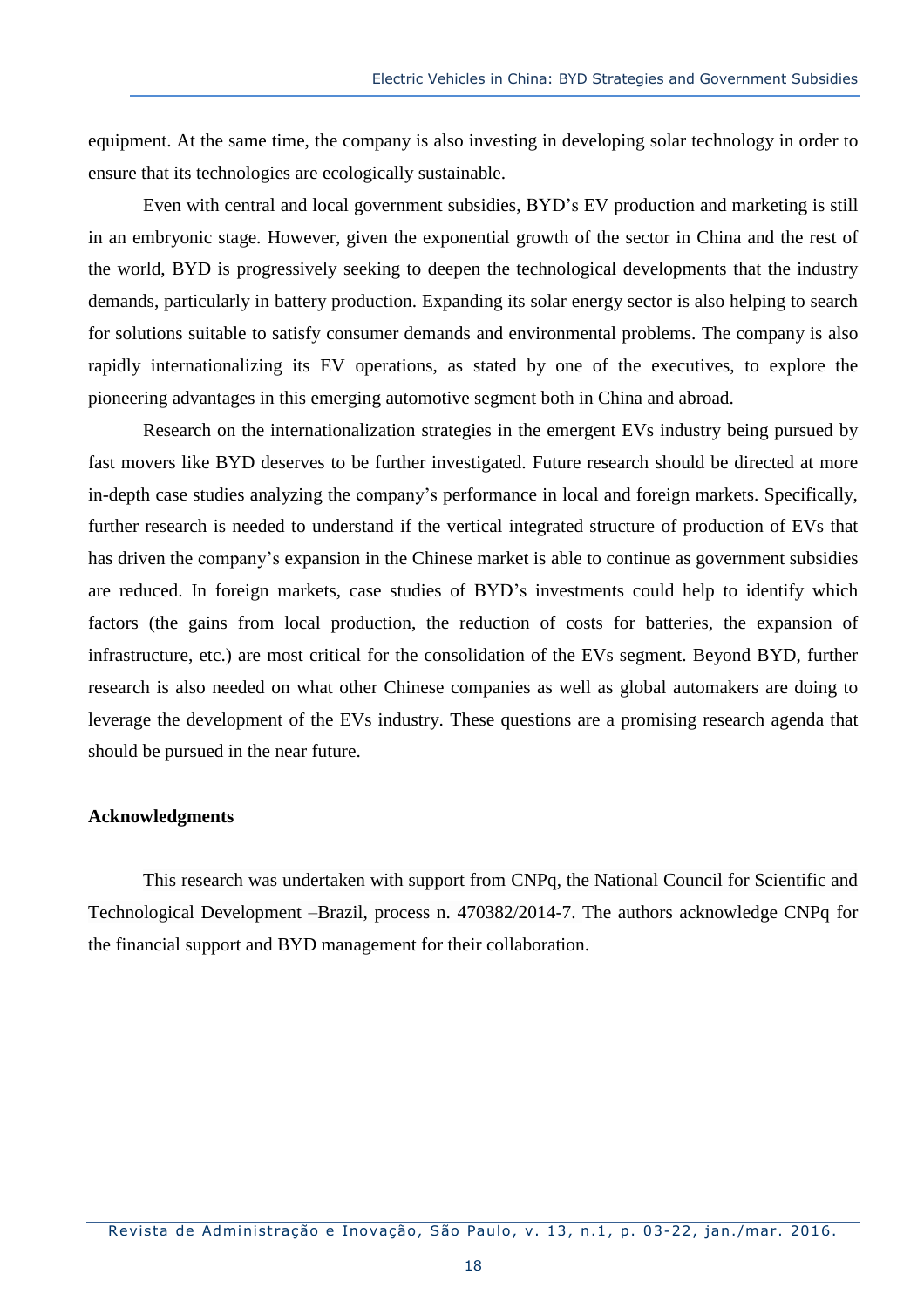equipment. At the same time, the company is also investing in developing solar technology in order to ensure that its technologies are ecologically sustainable.

Even with central and local government subsidies, BYD's EV production and marketing is still in an embryonic stage. However, given the exponential growth of the sector in China and the rest of the world, BYD is progressively seeking to deepen the technological developments that the industry demands, particularly in battery production. Expanding its solar energy sector is also helping to search for solutions suitable to satisfy consumer demands and environmental problems. The company is also rapidly internationalizing its EV operations, as stated by one of the executives, to explore the pioneering advantages in this emerging automotive segment both in China and abroad.

Research on the internationalization strategies in the emergent EVs industry being pursued by fast movers like BYD deserves to be further investigated. Future research should be directed at more in-depth case studies analyzing the company's performance in local and foreign markets. Specifically, further research is needed to understand if the vertical integrated structure of production of EVs that has driven the company's expansion in the Chinese market is able to continue as government subsidies are reduced. In foreign markets, case studies of BYD's investments could help to identify which factors (the gains from local production, the reduction of costs for batteries, the expansion of infrastructure, etc.) are most critical for the consolidation of the EVs segment. Beyond BYD, further research is also needed on what other Chinese companies as well as global automakers are doing to leverage the development of the EVs industry. These questions are a promising research agenda that should be pursued in the near future.

**Acknowledgments**

This research was undertaken with support from CNPq, the National Council for Scientific and Technological Development –Brazil, process n. 470382/2014-7. The authors acknowledge CNPq for the financial support and BYD management for their collaboration.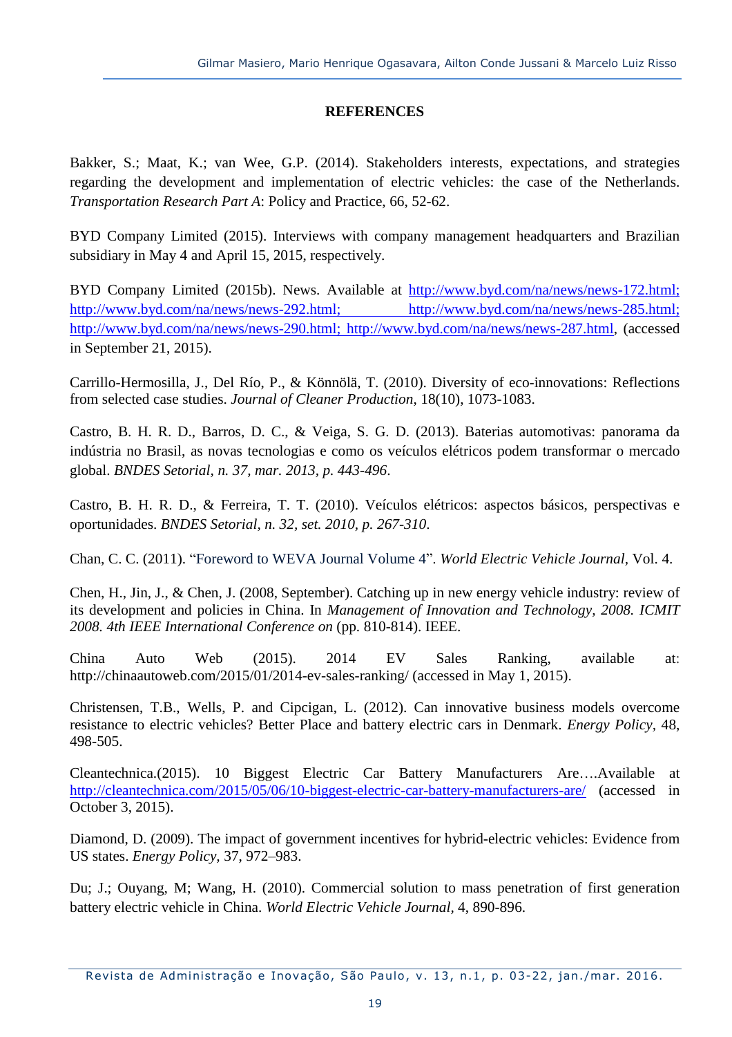## REFERENCES

Bakker, S.; Maat, K.; van Wee, G.P. (2014). Stakeholders interests, expectations, and strategies regarding the development and implementation of electric vehicles: the case of the Netherlands. *Transportation Research Part A*: Policy and Practice, 66, 52-62.

BYD Company Limited (2015). Interviews with company management headquarters and Brazilian subsidiary in May 4 and April 15, 2015, respectively.

BYD Company Limited (2015b). News. Available at http://www.byd.com/na/news/news-172.html; http://www.byd.com/na/news/news-292.html; http://www.byd.com/na/news/news-285.html; http://www.byd.com/na/news/news-290.html; http://www.byd.com/na/news/news-287.html, (accessed in September 21, 2015).

Carrillo-Hermosilla, J., Del Río, P., & Könnölä, T. (2010). Diversity of eco-innovations: Reflections from selected case studies. *Journal of Cleaner Production*, 18(10), 1073-1083.

Castro, B. H. R. D., Barros, D. C., & Veiga, S. G. D. (2013). Baterias automotivas: panorama da indústria no Brasil, as novas tecnologias e como os veículos elétricos podem transformar o mercado global. *BNDES Setorial, n. 37, mar. 2013, p. 443-496*.

Castro, B. H. R. D., & Ferreira, T. T. (2010). Veículos elétricos: aspectos básicos, perspectivas e oportunidades. *BNDES Setorial, n. 32, set. 2010, p. 267-310*.

Chan, C. C. (2011). "Foreword to WEVA Journal Volume 4". *World Electric Vehicle Journal*, Vol. 4.

Chen, H., Jin, J., & Chen, J. (2008, September). Catching up in new energy vehicle industry: review of its development and policies in China. In *Management of Innovation and Technology, 2008. ICMIT 2008. 4th IEEE International Conference on* (pp. 810-814). IEEE.

China Auto Web (2015). 2014 EV Sales Ranking, available at: http://chinaautoweb.com/2015/01/2014-ev-sales-ranking/ (accessed in May 1, 2015).

Christensen, T.B., Wells, P. and Cipcigan, L. (2012). Can innovative business models overcome resistance to electric vehicles? Better Place and battery electric cars in Denmark. *Energy Policy*, 48, 498-505.

Cleantechnica.(2015). 10 Biggest Electric Car Battery Manufacturers Are….Available at http://cleantechnica.com/2015/05/06/10-biggest-electric-car-battery-manufacturers-are/ (accessed in October 3, 2015).

Diamond, D. (2009). The impact of government incentives for hybrid-electric vehicles: Evidence from US states. *Energy Policy*, 37, 972–983.

Du; J.; Ouyang, M; Wang, H. (2010). Commercial solution to mass penetration of first generation battery electric vehicle in China. *World Electric Vehicle Journal*, 4, 890-896.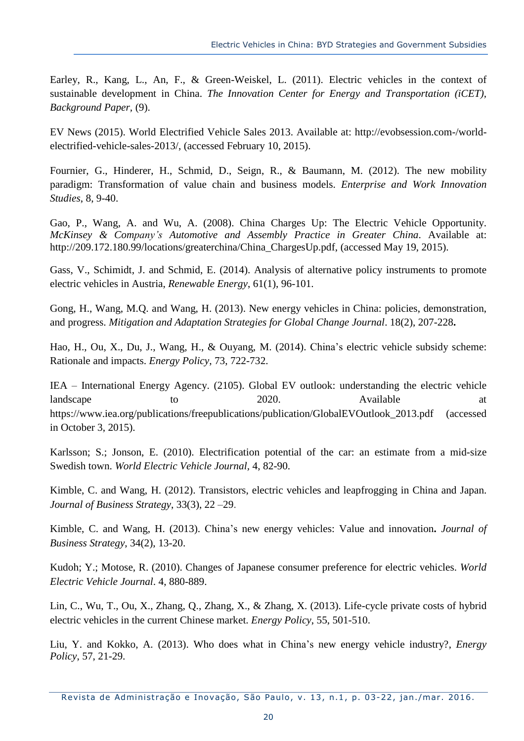Earley, R., Kang, L., An, F., & Green-Weiskel, L. (2011). Electric vehicles in the context of sustainable development in China. *The Innovation Center for Energy and Transportation (iCET), Background Paper*, (9).

EV News (2015). World Electrified Vehicle Sales 2013. Available at: http://evobsession.com-/world-electrified-vehicle-sales-2013/, (accessed February 10, 2015).

Fournier, G., Hinderer, H., Schmid, D., Seign, R., & Baumann, M. (2012). The new mobility paradigm: Transformation of value chain and business models. *Enterprise and Work Innovation Studies*, 8, 9-40.

Gao, P., Wang, A. and Wu, A. (2008). China Charges Up: The Electric Vehicle Opportunity. *McKinsey & Company's Automotive and Assembly Practice in Greater China*. Available at: http://209.172.180.99/locations/greaterchina/China_ChargesUp.pdf, (accessed May 19, 2015).

Gass, V., Schimidt, J. and Schmid, E. (2014). Analysis of alternative policy instruments to promote electric vehicles in Austria, *Renewable Energy*, 61(1), 96-101.

Gong, H., Wang, M.Q. and Wang, H. (2013). New energy vehicles in China: policies, demonstration, and progress. *Mitigation and Adaptation Strategies for Global Change Journal*. 18(2), 207-228**.**

Hao, H., Ou, X., Du, J., Wang, H., & Ouyang, M. (2014). China's electric vehicle subsidy scheme: Rationale and impacts. *Energy Policy*, 73, 722-732.

IEA – International Energy Agency. (2105). Global EV outlook: understanding the electric vehicle landscape to 2020. Available at https://www.iea.org/publications/freepublications/publication/GlobalEVOutlook_2013.pdf (accessed in October 3, 2015).

Karlsson; S.; Jonson, E. (2010). Electrification potential of the car: an estimate from a mid-size Swedish town. *World Electric Vehicle Journal*, 4, 82-90.

Kimble, C. and Wang, H. (2012). Transistors, electric vehicles and leapfrogging in China and Japan. *Journal of Business Strategy*, 33(3), 22 –29.

Kimble, C. and Wang, H. (2013). China's new energy vehicles: Value and innovation**.** *Journal of Business Strategy*, 34(2), 13-20.

Kudoh; Y.; Motose, R. (2010). Changes of Japanese consumer preference for electric vehicles. *World Electric Vehicle Journal*. 4, 880-889.

Lin, C., Wu, T., Ou, X., Zhang, Q., Zhang, X., & Zhang, X. (2013). Life-cycle private costs of hybrid electric vehicles in the current Chinese market. *Energy Policy*, 55, 501-510.

Liu, Y. and Kokko, A. (2013). Who does what in China's new energy vehicle industry?, *Energy Policy*, 57, 21-29.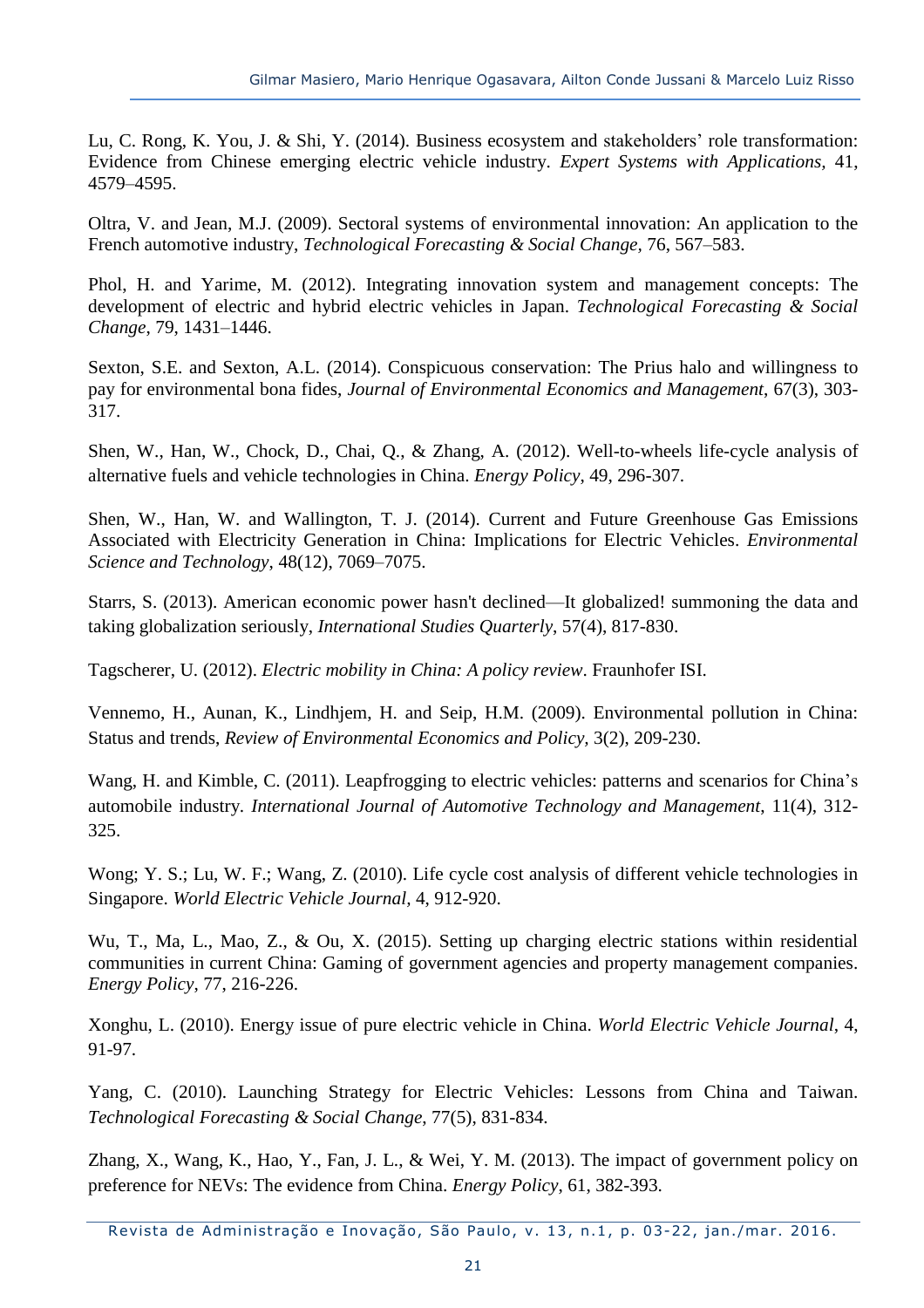Lu, C. Rong, K. You, J. & Shi, Y. (2014). Business ecosystem and stakeholders' role transformation: Evidence from Chinese emerging electric vehicle industry. *Expert Systems with Applications,* 41, 4579–4595.

Oltra, V. and Jean, M.J. (2009). Sectoral systems of environmental innovation: An application to the French automotive industry, *Technological Forecasting & Social Change,* 76, 567–583.

Phol, H. and Yarime, M. (2012). Integrating innovation system and management concepts: The development of electric and hybrid electric vehicles in Japan. *Technological Forecasting & Social Change*, 79, 1431–1446.

Sexton, S.E. and Sexton, A.L. (2014). Conspicuous conservation: The Prius halo and willingness to pay for environmental bona fides, *Journal of Environmental Economics and Management*, 67(3), 303-317.

Shen, W., Han, W., Chock, D., Chai, Q., & Zhang, A. (2012). Well-to-wheels life-cycle analysis of alternative fuels and vehicle technologies in China. *Energy Policy*, 49, 296-307.

Shen, W., Han, W. and Wallington, T. J. (2014). Current and Future Greenhouse Gas Emissions Associated with Electricity Generation in China: Implications for Electric Vehicles. *Environmental Science and Technology*, 48(12), 7069–7075.

Starrs, S. (2013). American economic power hasn't declined—It globalized! summoning the data and taking globalization seriously, *International Studies Quarterly*, 57(4), 817-830.

Tagscherer, U. (2012). *Electric mobility in China: A policy review*. Fraunhofer ISI.

Vennemo, H., Aunan, K., Lindhjem, H. and Seip, H.M. (2009). Environmental pollution in China: Status and trends, *Review of Environmental Economics and Policy,* 3(2), 209-230.

Wang, H. and Kimble, C. (2011). Leapfrogging to electric vehicles: patterns and scenarios for China's automobile industry. *International Journal of Automotive Technology and Management*, 11(4), 312-325.

Wong; Y. S.; Lu, W. F.; Wang, Z. (2010). Life cycle cost analysis of different vehicle technologies in Singapore. *World Electric Vehicle Journal*, 4, 912-920.

Wu, T., Ma, L., Mao, Z., & Ou, X. (2015). Setting up charging electric stations within residential communities in current China: Gaming of government agencies and property management companies. *Energy Policy*, 77, 216-226.

Xonghu, L. (2010). Energy issue of pure electric vehicle in China. *World Electric Vehicle Journal*, 4, 91-97.

Yang, C. (2010). Launching Strategy for Electric Vehicles: Lessons from China and Taiwan. *Technological Forecasting & Social Change*, 77(5), 831-834.

Zhang, X., Wang, K., Hao, Y., Fan, J. L., & Wei, Y. M. (2013). The impact of government policy on preference for NEVs: The evidence from China. *Energy Policy*, 61, 382-393.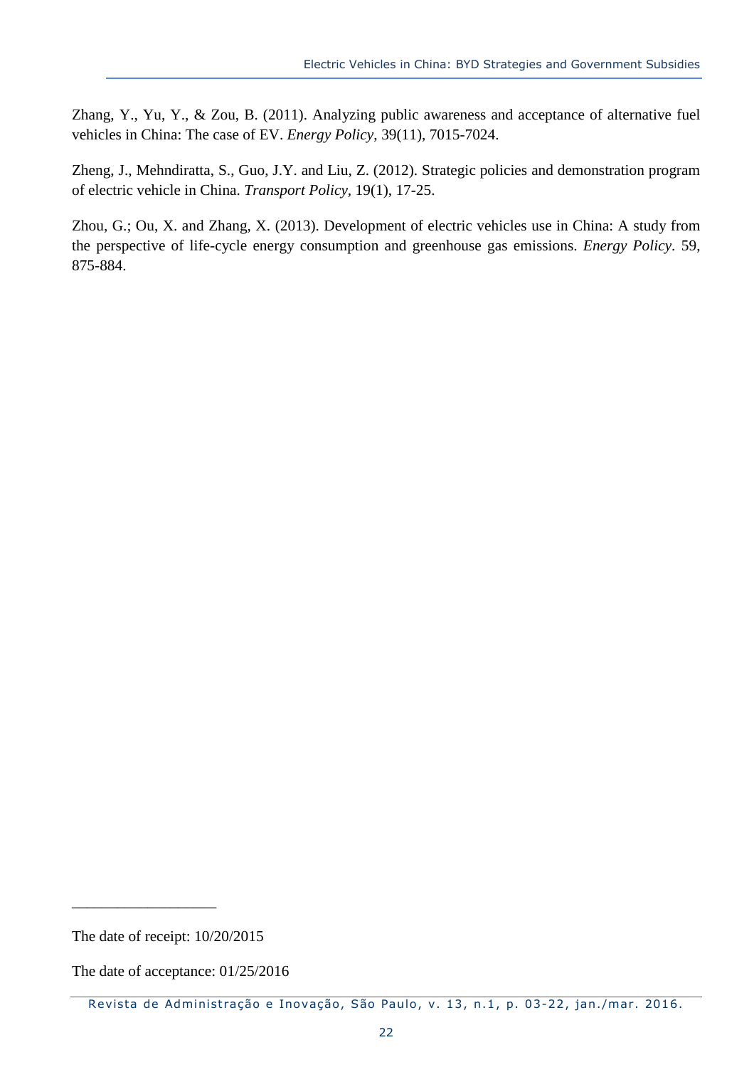Zhang, Y., Yu, Y., & Zou, B. (2011). Analyzing public awareness and acceptance of alternative fuel vehicles in China: The case of EV. *Energy Policy*, 39(11), 7015-7024.

Zheng, J., Mehndiratta, S., Guo, J.Y. and Liu, Z. (2012). Strategic policies and demonstration program of electric vehicle in China. *Transport Policy*, 19(1), 17-25.

Zhou, G.; Ou, X. and Zhang, X. (2013). Development of electric vehicles use in China: A study from the perspective of life-cycle energy consumption and greenhouse gas emissions. *Energy Policy*. 59, 875-884.

___________________

The date of receipt: 10/20/2015

The date of acceptance: 01/25/2016